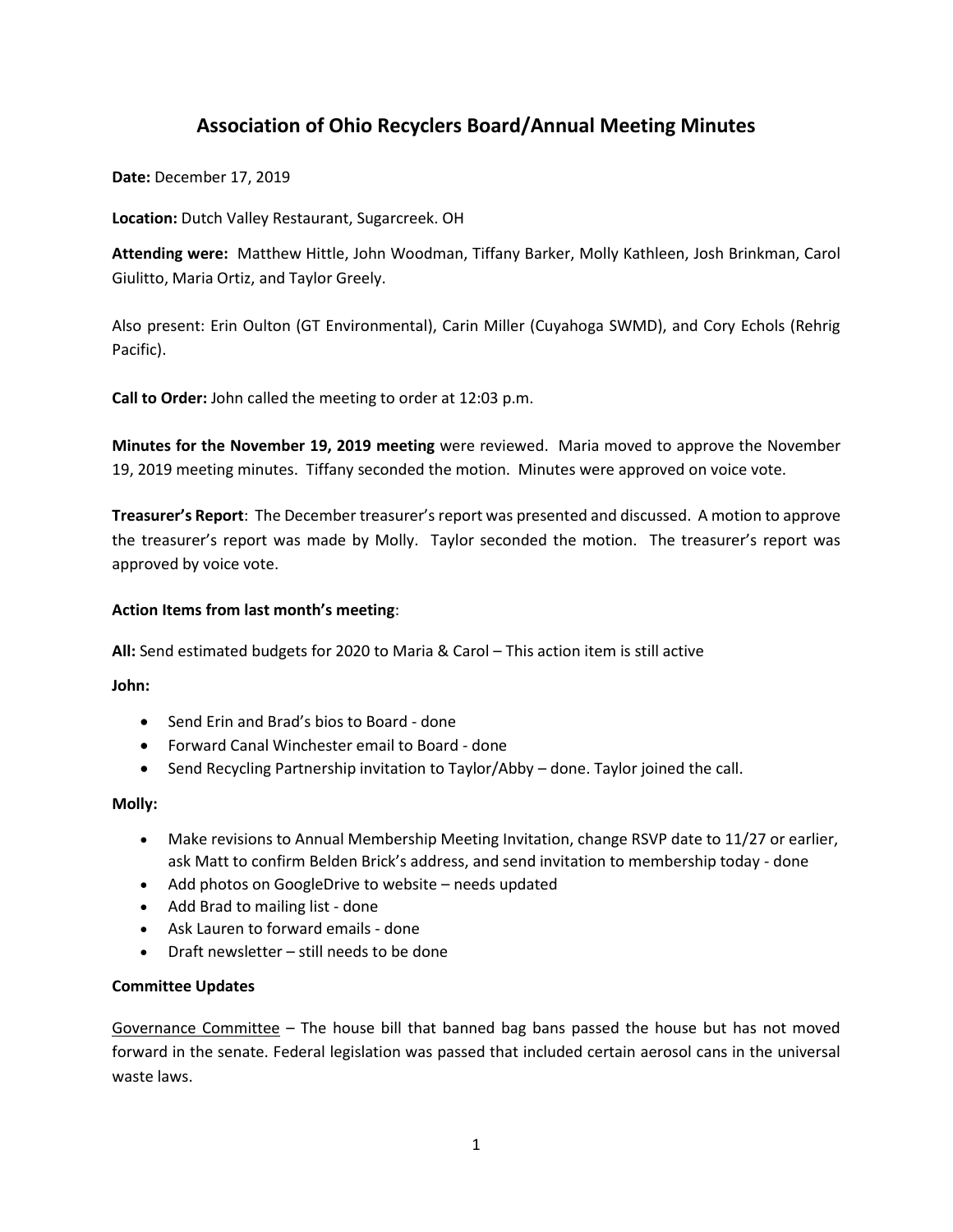# Association of Ohio Recyclers Board/Annual Meeting Minutes

**Date:** December 17, 2019

**Location:** Dutch Valley Restaurant, Sugarcreek. OH

**Attending were:** Matthew Hittle, John Woodman, Tiffany Barker, Molly Kathleen, Josh Brinkman, Carol Giulitto, Maria Ortiz, and Taylor Greely.

Also present: Erin Oulton (GT Environmental), Carin Miller (Cuyahoga SWMD), and Cory Echols (Rehrig Pacific).

**Call to Order:** John called the meeting to order at 12:03 p.m.

**Minutes for the November 19, 2019 meeting** were reviewed. Maria moved to approve the November 19, 2019 meeting minutes. Tiffany seconded the motion. Minutes were approved on voice vote.

**Treasurer's Report**: The December treasurer's report was presented and discussed. A motion to approve the treasurer's report was made by Molly. Taylor seconded the motion. The treasurer's report was approved by voice vote.

**Action Items from last month's meeting**:

**All:** Send estimated budgets for 2020 to Maria & Carol – This action item is still active

**John:**

- Send Erin and Brad's bios to Board - done
- Forward Canal Winchester email to Board - done
- Send Recycling Partnership invitation to Taylor/Abby – done. Taylor joined the call.

**Molly:**

- Make revisions to Annual Membership Meeting Invitation, change RSVP date to 11/27 or earlier, ask Matt to confirm Belden Brick's address, and send invitation to membership today - done
- Add photos on GoogleDrive to website – needs updated
- Add Brad to mailing list - done
- Ask Lauren to forward emails - done
- Draft newsletter – still needs to be done

**Committee Updates**

Governance Committee – The house bill that banned bag bans passed the house but has not moved forward in the senate. Federal legislation was passed that included certain aerosol cans in the universal waste laws.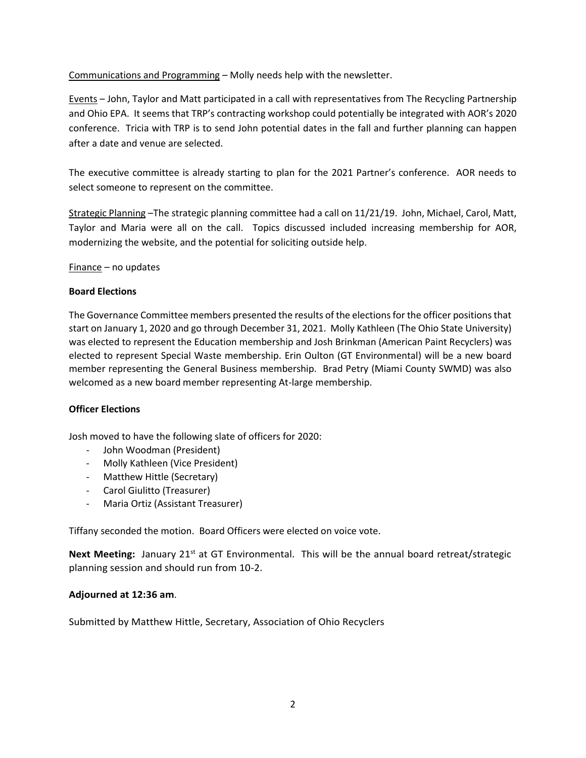Communications and Programming – Molly needs help with the newsletter.

Events – John, Taylor and Matt participated in a call with representatives from The Recycling Partnership and Ohio EPA. It seems that TRP's contracting workshop could potentially be integrated with AOR's 2020 conference. Tricia with TRP is to send John potential dates in the fall and further planning can happen after a date and venue are selected.

The executive committee is already starting to plan for the 2021 Partner's conference. AOR needs to select someone to represent on the committee.

Strategic Planning –The strategic planning committee had a call on 11/21/19. John, Michael, Carol, Matt, Taylor and Maria were all on the call. Topics discussed included increasing membership for AOR, modernizing the website, and the potential for soliciting outside help.

Finance – no updates

**Board Elections**

The Governance Committee members presented the results of the elections for the officer positions that start on January 1, 2020 and go through December 31, 2021. Molly Kathleen (The Ohio State University) was elected to represent the Education membership and Josh Brinkman (American Paint Recyclers) was elected to represent Special Waste membership. Erin Oulton (GT Environmental) will be a new board member representing the General Business membership. Brad Petry (Miami County SWMD) was also welcomed as a new board member representing At-large membership.

**Officer Elections**

Josh moved to have the following slate of officers for 2020:

- John Woodman (President)
- Molly Kathleen (Vice President)
- Matthew Hittle (Secretary)
- Carol Giulitto (Treasurer)
- Maria Ortiz (Assistant Treasurer)

Tiffany seconded the motion. Board Officers were elected on voice vote.

**Next Meeting:** January 21st at GT Environmental. This will be the annual board retreat/strategic planning session and should run from 10-2.

**Adjourned at 12:36 am**.

Submitted by Matthew Hittle, Secretary, Association of Ohio Recyclers